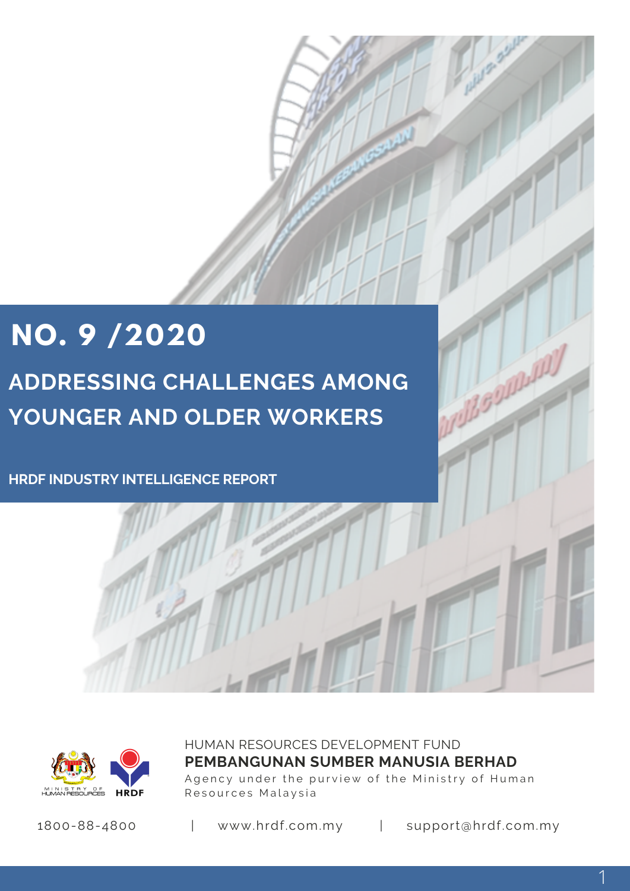# NO. 9 /2020

## ADDRESSING CHALLENGES AMONG YOUNGER AND OLDER WORKERS

**HRDF INDUSTRY INTELLIGENCE REPORT**

HUMAN RESOURCES DEVELOPMENT FUND

**PEMBANGUNAN SUMBER MANUSIA BERHAD**

Agency under the purview of the Ministry of Human Resources Malaysia

1800-88-4800 | www.hrdf.com.my | support@hrdf.com.my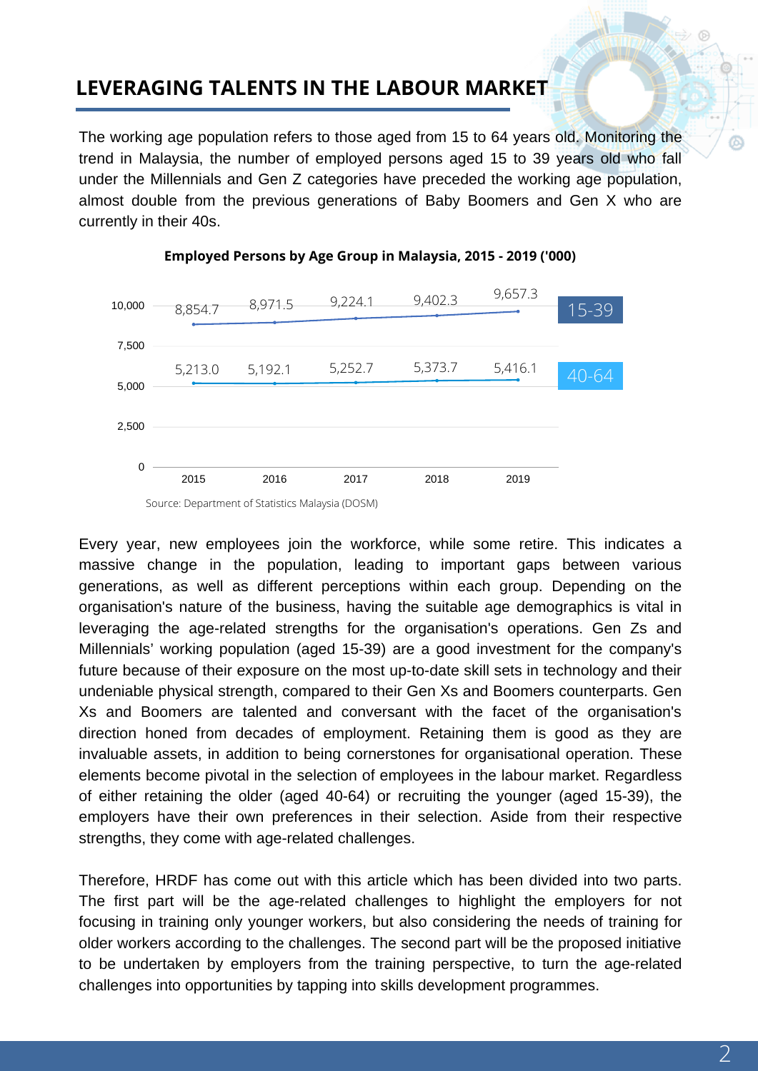## LEVERAGING TALENTS IN THE LABOUR MARKET

The working age population refers to those aged from 15 to 64 years old. Monitoring the trend in Malaysia, the number of employed persons aged 15 to 39 years old who fall under the Millennials and Gen Z categories have preceded the working age population, almost double from the previous generations of Baby Boomers and Gen X who are currently in their 40s.

**Employed Persons by Age Group in Malaysia, 2015 - 2019 ('000)**

| Age Group | 2015 | 2016 | 2017 | 2018 | 2019 |
|---|---|---|---|---|---|
| 15-39 | 8,854.7 | 8,971.5 | 9,224.1 | 9,402.3 | 9,657.3 |
| 40-64 | 5,213.0 | 5,192.1 | 5,252.7 | 5,373.7 | 5,416.1 |

Source: Department of Statistics Malaysia (DOSM)

Every year, new employees join the workforce, while some retire. This indicates a massive change in the population, leading to important gaps between various generations, as well as different perceptions within each group. Depending on the organisation's nature of the business, having the suitable age demographics is vital in leveraging the age-related strengths for the organisation's operations. Gen Zs and Millennials' working population (aged 15-39) are a good investment for the company's future because of their exposure on the most up-to-date skill sets in technology and their undeniable physical strength, compared to their Gen Xs and Boomers counterparts. Gen Xs and Boomers are talented and conversant with the facet of the organisation's direction honed from decades of employment. Retaining them is good as they are invaluable assets, in addition to being cornerstones for organisational operation. These elements become pivotal in the selection of employees in the labour market. Regardless of either retaining the older (aged 40-64) or recruiting the younger (aged 15-39), the employers have their own preferences in their selection. Aside from their respective strengths, they come with age-related challenges.

Therefore, HRDF has come out with this article which has been divided into two parts. The first part will be the age-related challenges to highlight the employers for not focusing in training only younger workers, but also considering the needs of training for older workers according to the challenges. The second part will be the proposed initiative to be undertaken by employers from the training perspective, to turn the age-related challenges into opportunities by tapping into skills development programmes.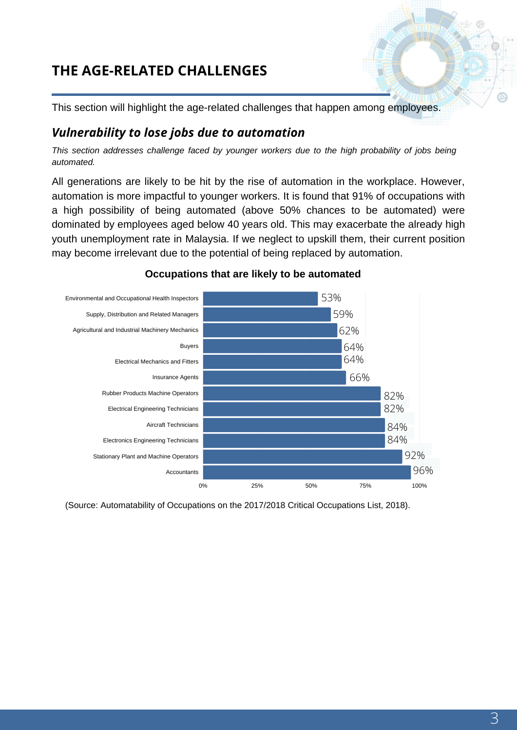## THE AGE-RELATED CHALLENGES

This section will highlight the age-related challenges that happen among employees.

### *Vulnerability to lose jobs due to automation*

*This section addresses challenge faced by younger workers due to the high probability of jobs being automated.*

All generations are likely to be hit by the rise of automation in the workplace. However, automation is more impactful to younger workers. It is found that 91% of occupations with a high possibility of being automated (above 50% chances to be automated) were dominated by employees aged below 40 years old. This may exacerbate the already high youth unemployment rate in Malaysia. If we neglect to upskill them, their current position may become irrelevant due to the potential of being replaced by automation.

**Occupations that are likely to be automated**

| Occupation | Likelihood of automation |
| --- | --- |
| Environmental and Occupational Health Inspectors | 53% |
| Supply, Distribution and Related Managers | 59% |
| Agricultural and Industrial Machinery Mechanics | 62% |
| Buyers | 64% |
| Electrical Mechanics and Fitters | 64% |
| Insurance Agents | 66% |
| Rubber Products Machine Operators | 82% |
| Electrical Engineering Technicians | 82% |
| Aircraft Technicians | 84% |
| Electronics Engineering Technicians | 84% |
| Stationary Plant and Machine Operators | 92% |
| Accountants | 96% |

(Source: Automatability of Occupations on the 2017/2018 Critical Occupations List, 2018).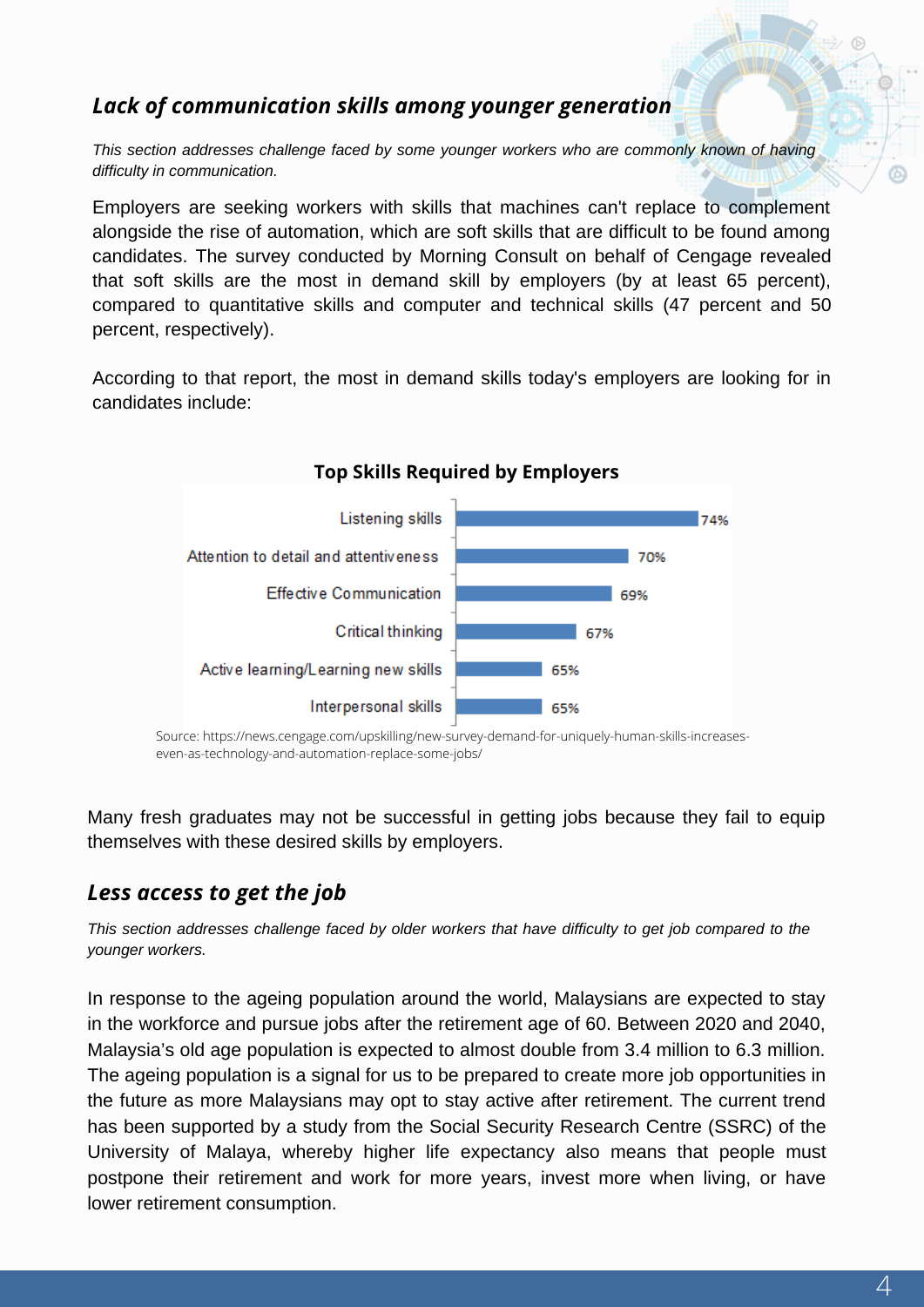## *Lack of communication skills among younger generation*

*This section addresses challenge faced by some younger workers who are commonly known of having difficulty in communication.*

Employers are seeking workers with skills that machines can't replace to complement alongside the rise of automation, which are soft skills that are difficult to be found among candidates. The survey conducted by Morning Consult on behalf of Cengage revealed that soft skills are the most in demand skill by employers (by at least 65 percent), compared to quantitative skills and computer and technical skills (47 percent and 50 percent, respectively).

According to that report, the most in demand skills today's employers are looking for in candidates include:

**Top Skills Required by Employers**

| Skill | Percentage |
| --- | --- |
| Listening skills | 74% |
| Attention to detail and attentiveness | 70% |
| Effective Communication | 69% |
| Critical thinking | 67% |
| Active learning/Learning new skills | 65% |
| Interpersonal skills | 65% |

Source: https://news.cengage.com/upskilling/new-survey-demand-for-uniquely-human-skills-increases-even-as-technology-and-automation-replace-some-jobs/

Many fresh graduates may not be successful in getting jobs because they fail to equip themselves with these desired skills by employers.

## *Less access to get the job*

*This section addresses challenge faced by older workers that have difficulty to get job compared to the younger workers.*

In response to the ageing population around the world, Malaysians are expected to stay in the workforce and pursue jobs after the retirement age of 60. Between 2020 and 2040, Malaysia's old age population is expected to almost double from 3.4 million to 6.3 million. The ageing population is a signal for us to be prepared to create more job opportunities in the future as more Malaysians may opt to stay active after retirement. The current trend has been supported by a study from the Social Security Research Centre (SSRC) of the University of Malaya, whereby higher life expectancy also means that people must postpone their retirement and work for more years, invest more when living, or have lower retirement consumption.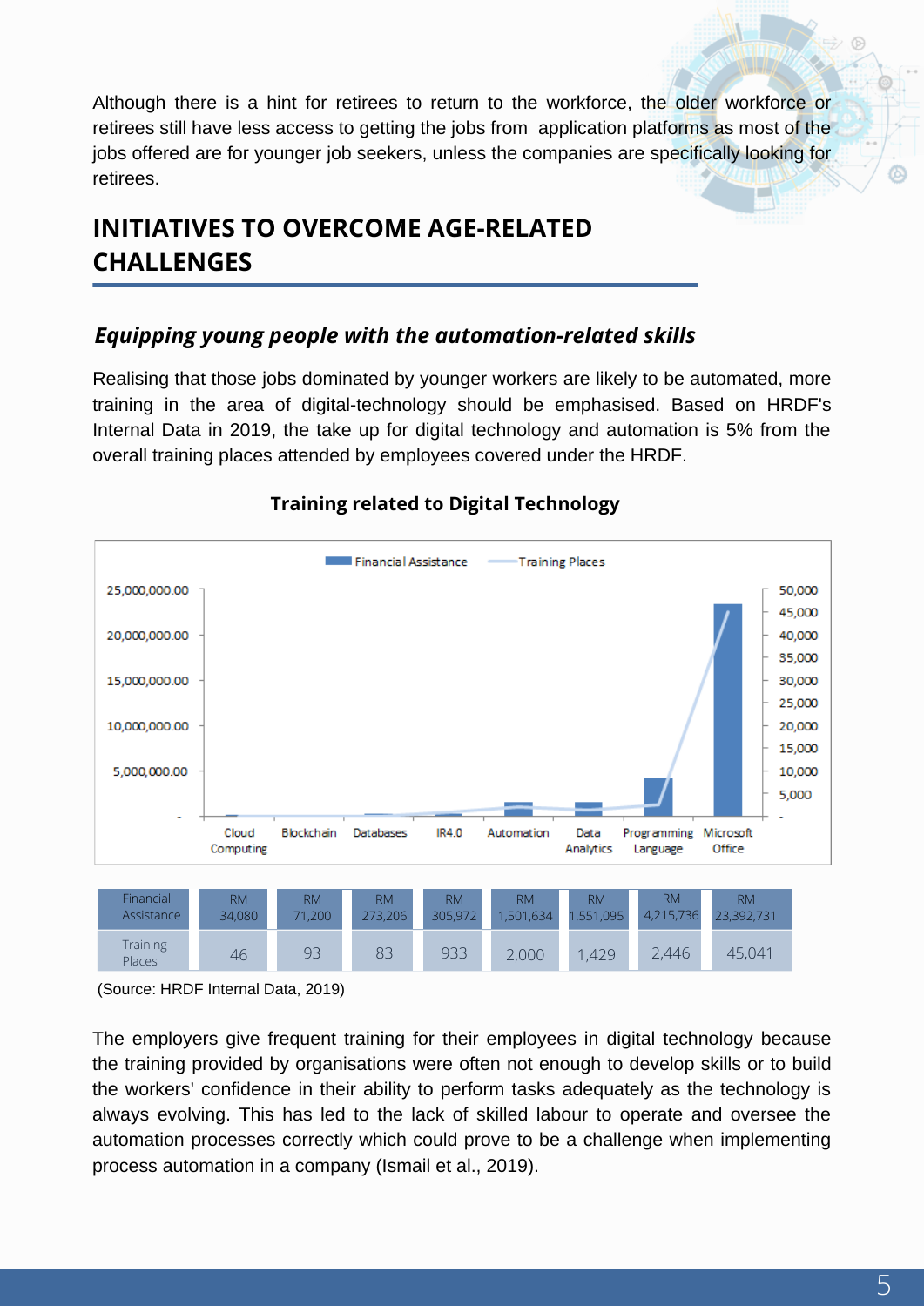Although there is a hint for retirees to return to the workforce, the older workforce or retirees still have less access to getting the jobs from application platforms as most of the jobs offered are for younger job seekers, unless the companies are specifically looking for retirees.

## INITIATIVES TO OVERCOME AGE-RELATED CHALLENGES

### *Equipping young people with the automation-related skills*

Realising that those jobs dominated by younger workers are likely to be automated, more training in the area of digital-technology should be emphasised. Based on HRDF's Internal Data in 2019, the take up for digital technology and automation is 5% from the overall training places attended by employees covered under the HRDF.

**Training related to Digital Technology**

| | Cloud Computing | Blockchain | Databases | IR4.0 | Automation | Data Analytics | Programming Language | Microsoft Office |
|---|---|---|---|---|---|---|---|---|
| Financial Assistance | RM 34,080 | RM 71,200 | RM 273,206 | RM 305,972 | RM 1,501,634 | RM 1,551,095 | RM 4,215,736 | RM 23,392,731 |
| Training Places | 46 | 93 | 83 | 933 | 2,000 | 1,429 | 2,446 | 45,041 |

(Source: HRDF Internal Data, 2019)

The employers give frequent training for their employees in digital technology because the training provided by organisations were often not enough to develop skills or to build the workers' confidence in their ability to perform tasks adequately as the technology is always evolving. This has led to the lack of skilled labour to operate and oversee the automation processes correctly which could prove to be a challenge when implementing process automation in a company (Ismail et al., 2019).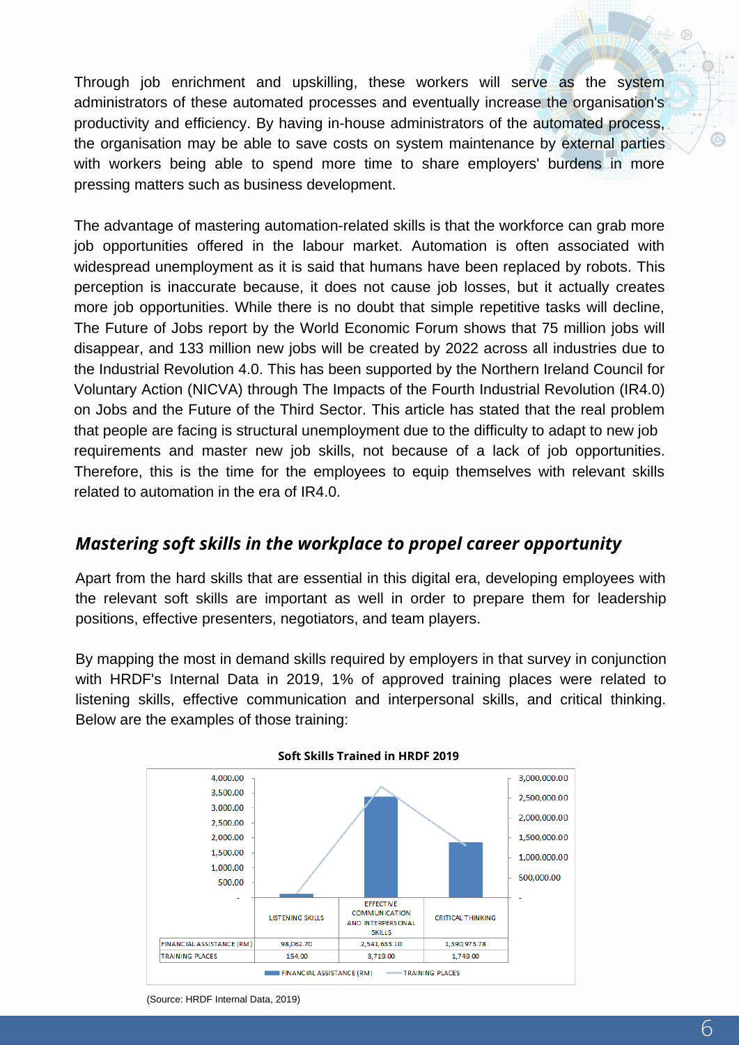Through job enrichment and upskilling, these workers will serve as the system administrators of these automated processes and eventually increase the organisation's productivity and efficiency. By having in-house administrators of the automated process, the organisation may be able to save costs on system maintenance by external parties with workers being able to spend more time to share employers' burdens in more pressing matters such as business development.

The advantage of mastering automation-related skills is that the workforce can grab more job opportunities offered in the labour market. Automation is often associated with widespread unemployment as it is said that humans have been replaced by robots. This perception is inaccurate because, it does not cause job losses, but it actually creates more job opportunities. While there is no doubt that simple repetitive tasks will decline, The Future of Jobs report by the World Economic Forum shows that 75 million jobs will disappear, and 133 million new jobs will be created by 2022 across all industries due to the Industrial Revolution 4.0. This has been supported by the Northern Ireland Council for Voluntary Action (NICVA) through The Impacts of the Fourth Industrial Revolution (IR4.0) on Jobs and the Future of the Third Sector. This article has stated that the real problem that people are facing is structural unemployment due to the difficulty to adapt to new job requirements and master new job skills, not because of a lack of job opportunities. Therefore, this is the time for the employees to equip themselves with relevant skills related to automation in the era of IR4.0.

## *Mastering soft skills in the workplace to propel career opportunity*

Apart from the hard skills that are essential in this digital era, developing employees with the relevant soft skills are important as well in order to prepare them for leadership positions, effective presenters, negotiators, and team players.

By mapping the most in demand skills required by employers in that survey in conjunction with HRDF's Internal Data in 2019, 1% of approved training places were related to listening skills, effective communication and interpersonal skills, and critical thinking. Below are the examples of those training:

**Soft Skills Trained in HRDF 2019**

| | LISTENING SKILLS | EFFECTIVE COMMUNICATION AND INTERPERSONAL SKILLS | CRITICAL THINKING |
|---|---|---|---|
| FINANCIAL ASSISTANCE (RM) | 98,062.70 | 2,541,633.10 | 1,390,973.78 |
| TRAINING PLACES | 154.00 | 3,719.00 | 1,749.00 |

(Source: HRDF Internal Data, 2019)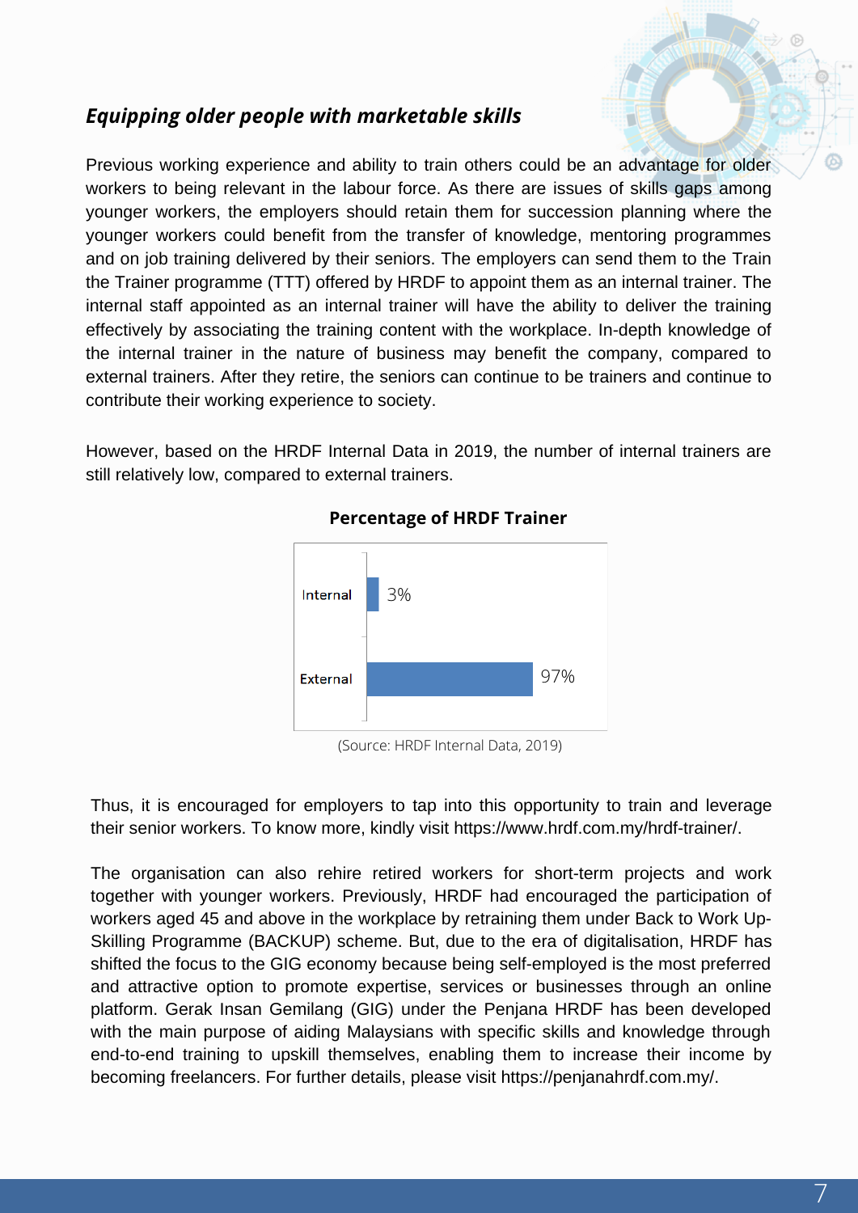### *Equipping older people with marketable skills*

Previous working experience and ability to train others could be an advantage for older workers to being relevant in the labour force. As there are issues of skills gaps among younger workers, the employers should retain them for succession planning where the younger workers could benefit from the transfer of knowledge, mentoring programmes and on job training delivered by their seniors. The employers can send them to the Train the Trainer programme (TTT) offered by HRDF to appoint them as an internal trainer. The internal staff appointed as an internal trainer will have the ability to deliver the training effectively by associating the training content with the workplace. In-depth knowledge of the internal trainer in the nature of business may benefit the company, compared to external trainers. After they retire, the seniors can continue to be trainers and continue to contribute their working experience to society.

However, based on the HRDF Internal Data in 2019, the number of internal trainers are still relatively low, compared to external trainers.

**Percentage of HRDF Trainer**

Internal
3%
External
97%

(Source: HRDF Internal Data, 2019)

Thus, it is encouraged for employers to tap into this opportunity to train and leverage their senior workers. To know more, kindly visit https://www.hrdf.com.my/hrdf-trainer/.

The organisation can also rehire retired workers for short-term projects and work together with younger workers. Previously, HRDF had encouraged the participation of workers aged 45 and above in the workplace by retraining them under Back to Work Up-Skilling Programme (BACKUP) scheme. But, due to the era of digitalisation, HRDF has shifted the focus to the GIG economy because being self-employed is the most preferred and attractive option to promote expertise, services or businesses through an online platform. Gerak Insan Gemilang (GIG) under the Penjana HRDF has been developed with the main purpose of aiding Malaysians with specific skills and knowledge through end-to-end training to upskill themselves, enabling them to increase their income by becoming freelancers. For further details, please visit https://penjanahrdf.com.my/.